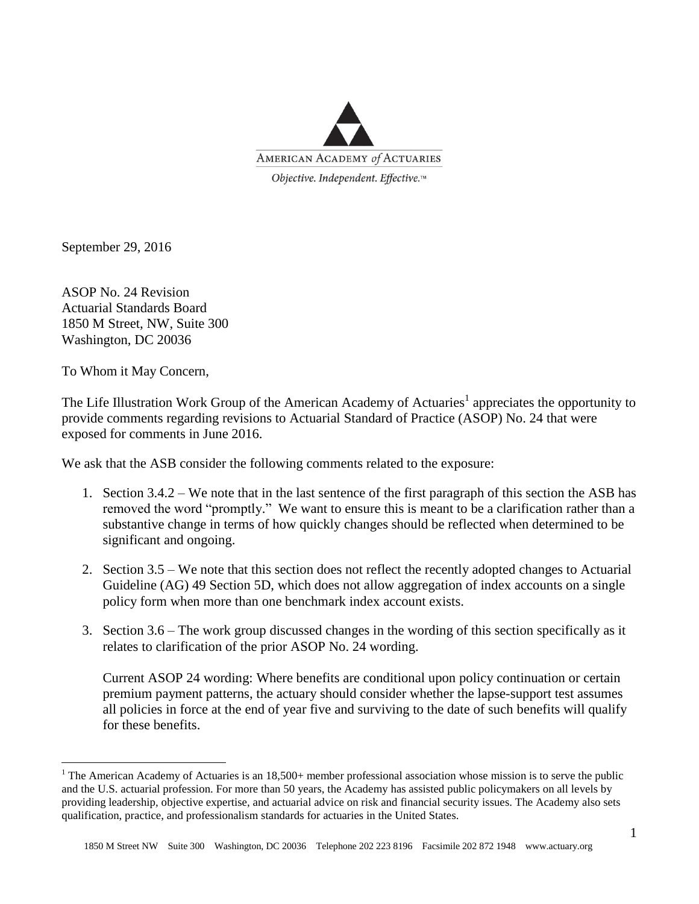AMERICAN ACADEMY *of* ACTUARIES

*Objective. Independent. Effective.*™

September 29, 2016

ASOP No. 24 Revision
Actuarial Standards Board
1850 M Street, NW, Suite 300
Washington, DC 20036

To Whom it May Concern,

The Life Illustration Work Group of the American Academy of Actuaries[1] appreciates the opportunity to provide comments regarding revisions to Actuarial Standard of Practice (ASOP) No. 24 that were exposed for comments in June 2016.

We ask that the ASB consider the following comments related to the exposure:

1. Section 3.4.2 – We note that in the last sentence of the first paragraph of this section the ASB has removed the word "promptly." We want to ensure this is meant to be a clarification rather than a substantive change in terms of how quickly changes should be reflected when determined to be significant and ongoing.

2. Section 3.5 – We note that this section does not reflect the recently adopted changes to Actuarial Guideline (AG) 49 Section 5D, which does not allow aggregation of index accounts on a single policy form when more than one benchmark index account exists.

3. Section 3.6 – The work group discussed changes in the wording of this section specifically as it relates to clarification of the prior ASOP No. 24 wording.

   Current ASOP 24 wording: Where benefits are conditional upon policy continuation or certain premium payment patterns, the actuary should consider whether the lapse-support test assumes all policies in force at the end of year five and surviving to the date of such benefits will qualify for these benefits.

[1] The American Academy of Actuaries is an 18,500+ member professional association whose mission is to serve the public and the U.S. actuarial profession. For more than 50 years, the Academy has assisted public policymakers on all levels by providing leadership, objective expertise, and actuarial advice on risk and financial security issues. The Academy also sets qualification, practice, and professionalism standards for actuaries in the United States.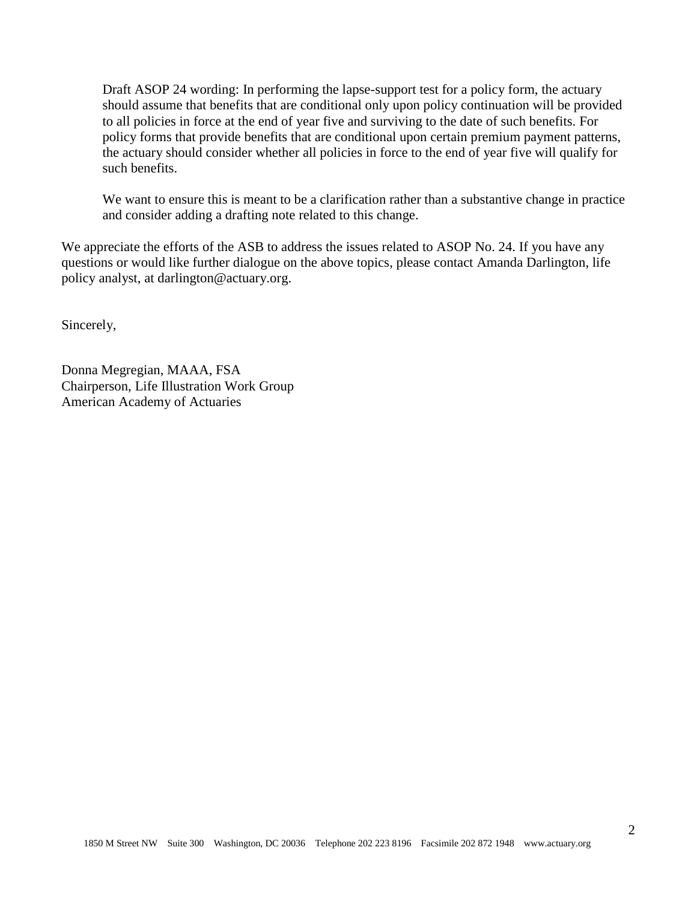Draft ASOP 24 wording: In performing the lapse-support test for a policy form, the actuary should assume that benefits that are conditional only upon policy continuation will be provided to all policies in force at the end of year five and surviving to the date of such benefits. For policy forms that provide benefits that are conditional upon certain premium payment patterns, the actuary should consider whether all policies in force to the end of year five will qualify for such benefits.

We want to ensure this is meant to be a clarification rather than a substantive change in practice and consider adding a drafting note related to this change.

We appreciate the efforts of the ASB to address the issues related to ASOP No. 24. If you have any questions or would like further dialogue on the above topics, please contact Amanda Darlington, life policy analyst, at darlington@actuary.org.

Sincerely,

Donna Megregian, MAAA, FSA  
Chairperson, Life Illustration Work Group  
American Academy of Actuaries